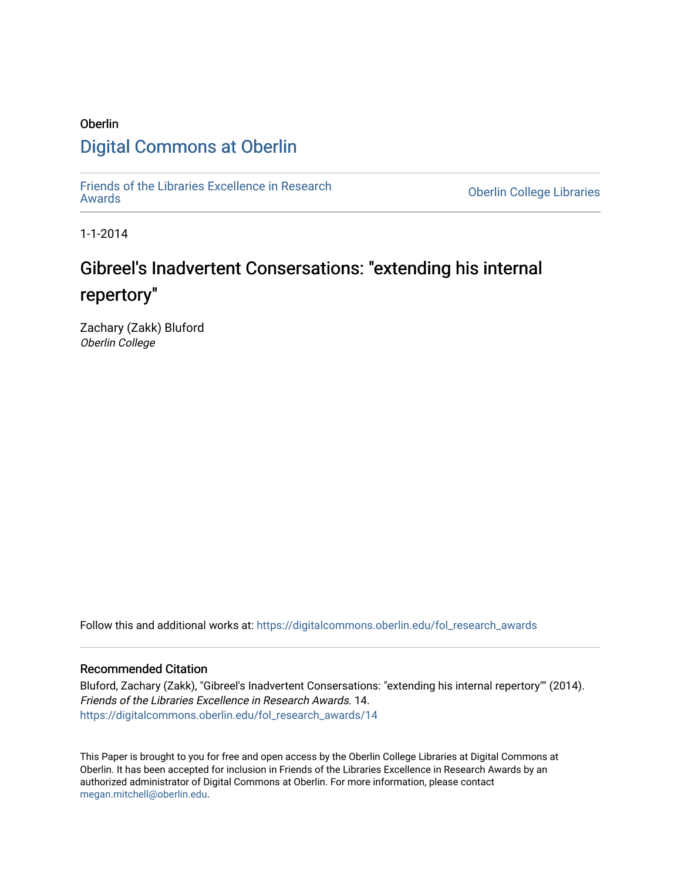Oberlin

# Digital Commons at Oberlin

Friends of the Libraries Excellence in Research Awards | Oberlin College Libraries

1-1-2014

## Gibreel's Inadvertent Consersations: "extending his internal repertory"

Zachary (Zakk) Bluford
*Oberlin College*

Follow this and additional works at: https://digitalcommons.oberlin.edu/fol_research_awards

### Recommended Citation

Bluford, Zachary (Zakk), "Gibreel's Inadvertent Consersations: "extending his internal repertory"" (2014). *Friends of the Libraries Excellence in Research Awards*. 14.
https://digitalcommons.oberlin.edu/fol_research_awards/14

This Paper is brought to you for free and open access by the Oberlin College Libraries at Digital Commons at Oberlin. It has been accepted for inclusion in Friends of the Libraries Excellence in Research Awards by an authorized administrator of Digital Commons at Oberlin. For more information, please contact megan.mitchell@oberlin.edu.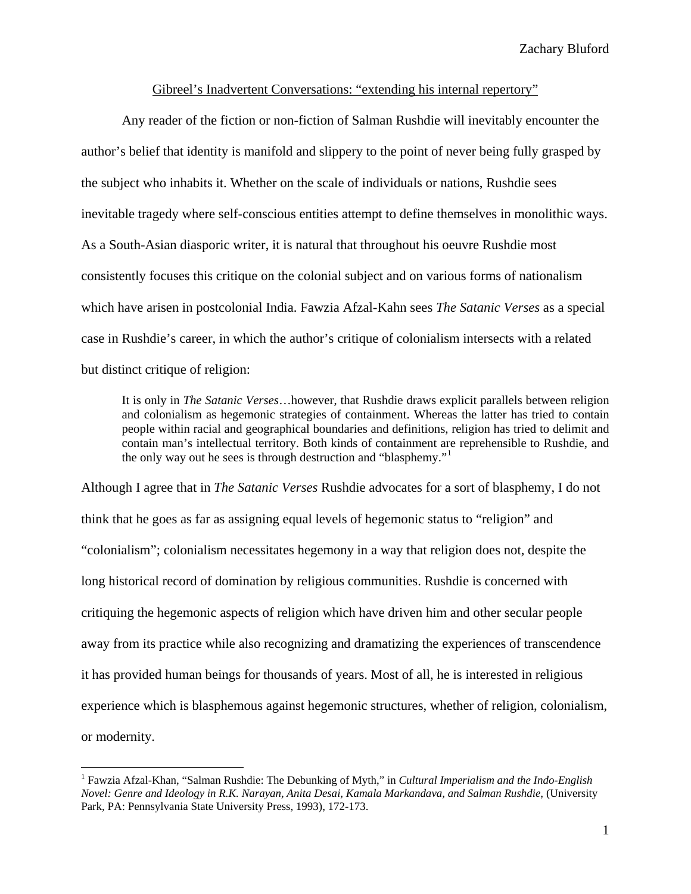Zachary Bluford

Gibreel's Inadvertent Conversations: "extending his internal repertory"

Any reader of the fiction or non-fiction of Salman Rushdie will inevitably encounter the author's belief that identity is manifold and slippery to the point of never being fully grasped by the subject who inhabits it. Whether on the scale of individuals or nations, Rushdie sees inevitable tragedy where self-conscious entities attempt to define themselves in monolithic ways. As a South-Asian diasporic writer, it is natural that throughout his oeuvre Rushdie most consistently focuses this critique on the colonial subject and on various forms of nationalism which have arisen in postcolonial India. Fawzia Afzal-Kahn sees *The Satanic Verses* as a special case in Rushdie's career, in which the author's critique of colonialism intersects with a related but distinct critique of religion:

> It is only in *The Satanic Verses*…however, that Rushdie draws explicit parallels between religion and colonialism as hegemonic strategies of containment. Whereas the latter has tried to contain people within racial and geographical boundaries and definitions, religion has tried to delimit and contain man's intellectual territory. Both kinds of containment are reprehensible to Rushdie, and the only way out he sees is through destruction and "blasphemy."[1]

Although I agree that in *The Satanic Verses* Rushdie advocates for a sort of blasphemy, I do not think that he goes as far as assigning equal levels of hegemonic status to "religion" and "colonialism"; colonialism necessitates hegemony in a way that religion does not, despite the long historical record of domination by religious communities. Rushdie is concerned with critiquing the hegemonic aspects of religion which have driven him and other secular people away from its practice while also recognizing and dramatizing the experiences of transcendence it has provided human beings for thousands of years. Most of all, he is interested in religious experience which is blasphemous against hegemonic structures, whether of religion, colonialism, or modernity.

---

[1] Fawzia Afzal-Khan, "Salman Rushdie: The Debunking of Myth," in *Cultural Imperialism and the Indo-English Novel: Genre and Ideology in R.K. Narayan, Anita Desai, Kamala Markandava, and Salman Rushdie*, (University Park, PA: Pennsylvania State University Press, 1993), 172-173.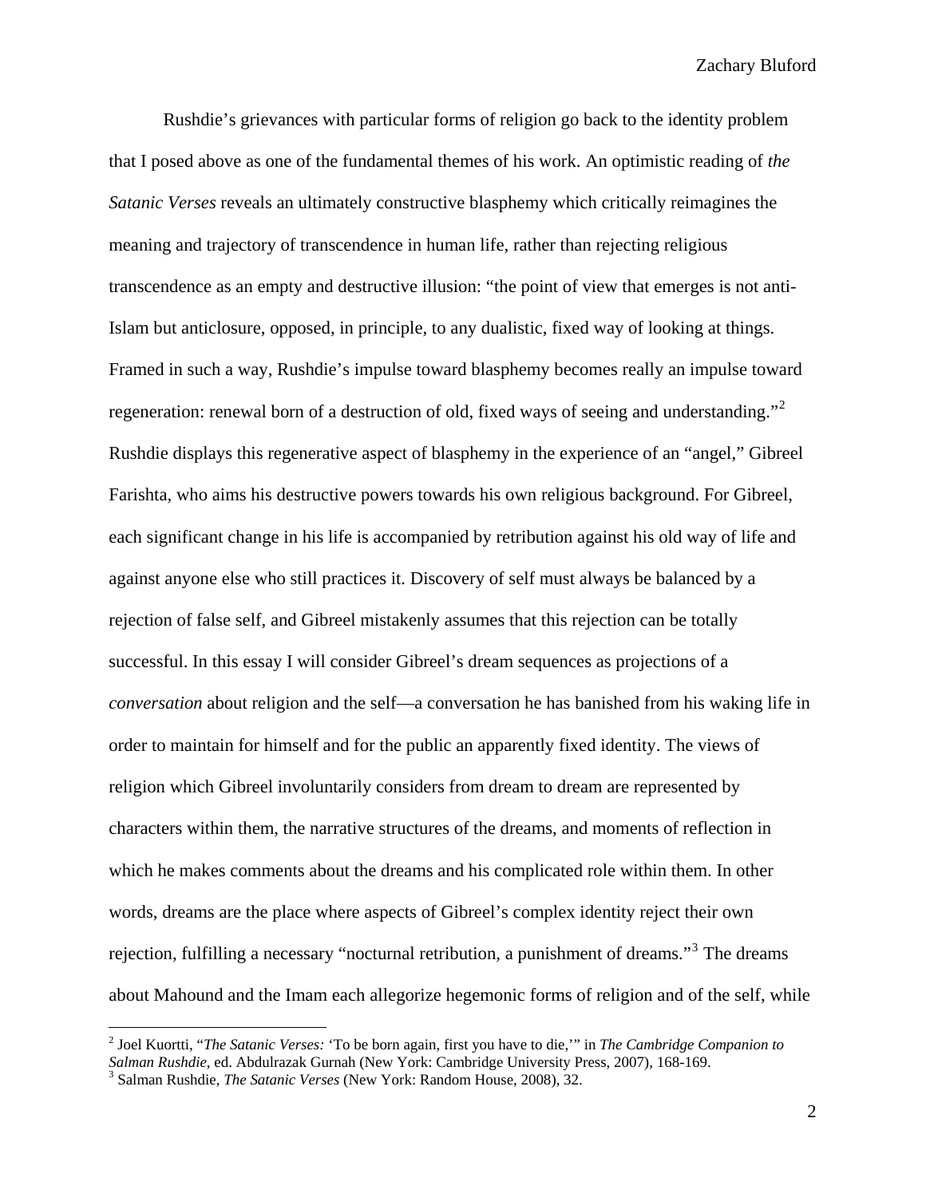Rushdie's grievances with particular forms of religion go back to the identity problem that I posed above as one of the fundamental themes of his work. An optimistic reading of *the Satanic Verses* reveals an ultimately constructive blasphemy which critically reimagines the meaning and trajectory of transcendence in human life, rather than rejecting religious transcendence as an empty and destructive illusion: "the point of view that emerges is not anti-Islam but anticlosure, opposed, in principle, to any dualistic, fixed way of looking at things. Framed in such a way, Rushdie's impulse toward blasphemy becomes really an impulse toward regeneration: renewal born of a destruction of old, fixed ways of seeing and understanding."[2] Rushdie displays this regenerative aspect of blasphemy in the experience of an "angel," Gibreel Farishta, who aims his destructive powers towards his own religious background. For Gibreel, each significant change in his life is accompanied by retribution against his old way of life and against anyone else who still practices it. Discovery of self must always be balanced by a rejection of false self, and Gibreel mistakenly assumes that this rejection can be totally successful. In this essay I will consider Gibreel's dream sequences as projections of a *conversation* about religion and the self—a conversation he has banished from his waking life in order to maintain for himself and for the public an apparently fixed identity. The views of religion which Gibreel involuntarily considers from dream to dream are represented by characters within them, the narrative structures of the dreams, and moments of reflection in which he makes comments about the dreams and his complicated role within them. In other words, dreams are the place where aspects of Gibreel's complex identity reject their own rejection, fulfilling a necessary "nocturnal retribution, a punishment of dreams."[3] The dreams about Mahound and the Imam each allegorize hegemonic forms of religion and of the self, while

---

[2] Joel Kuortti, "*The Satanic Verses:* 'To be born again, first you have to die,'" in *The Cambridge Companion to Salman Rushdie*, ed. Abdulrazak Gurnah (New York: Cambridge University Press, 2007), 168-169.

[3] Salman Rushdie, *The Satanic Verses* (New York: Random House, 2008), 32.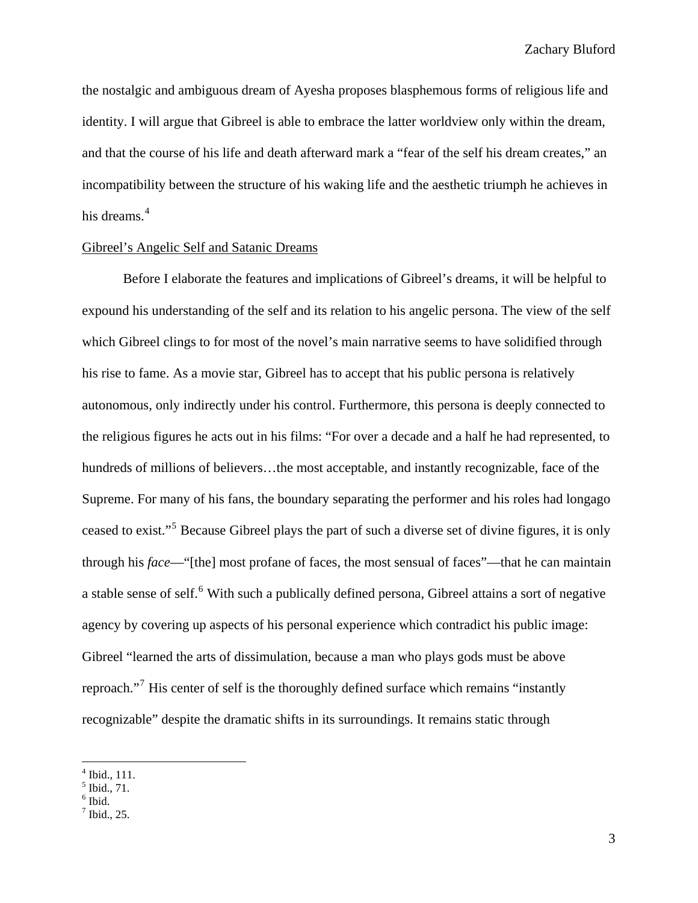the nostalgic and ambiguous dream of Ayesha proposes blasphemous forms of religious life and identity. I will argue that Gibreel is able to embrace the latter worldview only within the dream, and that the course of his life and death afterward mark a "fear of the self his dream creates," an incompatibility between the structure of his waking life and the aesthetic triumph he achieves in his dreams.[4]

<u>Gibreel's Angelic Self and Satanic Dreams</u>

Before I elaborate the features and implications of Gibreel's dreams, it will be helpful to expound his understanding of the self and its relation to his angelic persona. The view of the self which Gibreel clings to for most of the novel's main narrative seems to have solidified through his rise to fame. As a movie star, Gibreel has to accept that his public persona is relatively autonomous, only indirectly under his control. Furthermore, this persona is deeply connected to the religious figures he acts out in his films: "For over a decade and a half he had represented, to hundreds of millions of believers…the most acceptable, and instantly recognizable, face of the Supreme. For many of his fans, the boundary separating the performer and his roles had longago ceased to exist."[5] Because Gibreel plays the part of such a diverse set of divine figures, it is only through his *face*—"[the] most profane of faces, the most sensual of faces"—that he can maintain a stable sense of self.[6] With such a publically defined persona, Gibreel attains a sort of negative agency by covering up aspects of his personal experience which contradict his public image: Gibreel "learned the arts of dissimulation, because a man who plays gods must be above reproach."[7] His center of self is the thoroughly defined surface which remains "instantly recognizable" despite the dramatic shifts in its surroundings. It remains static through

---

[4] Ibid., 111.
[5] Ibid., 71.
[6] Ibid.
[7] Ibid., 25.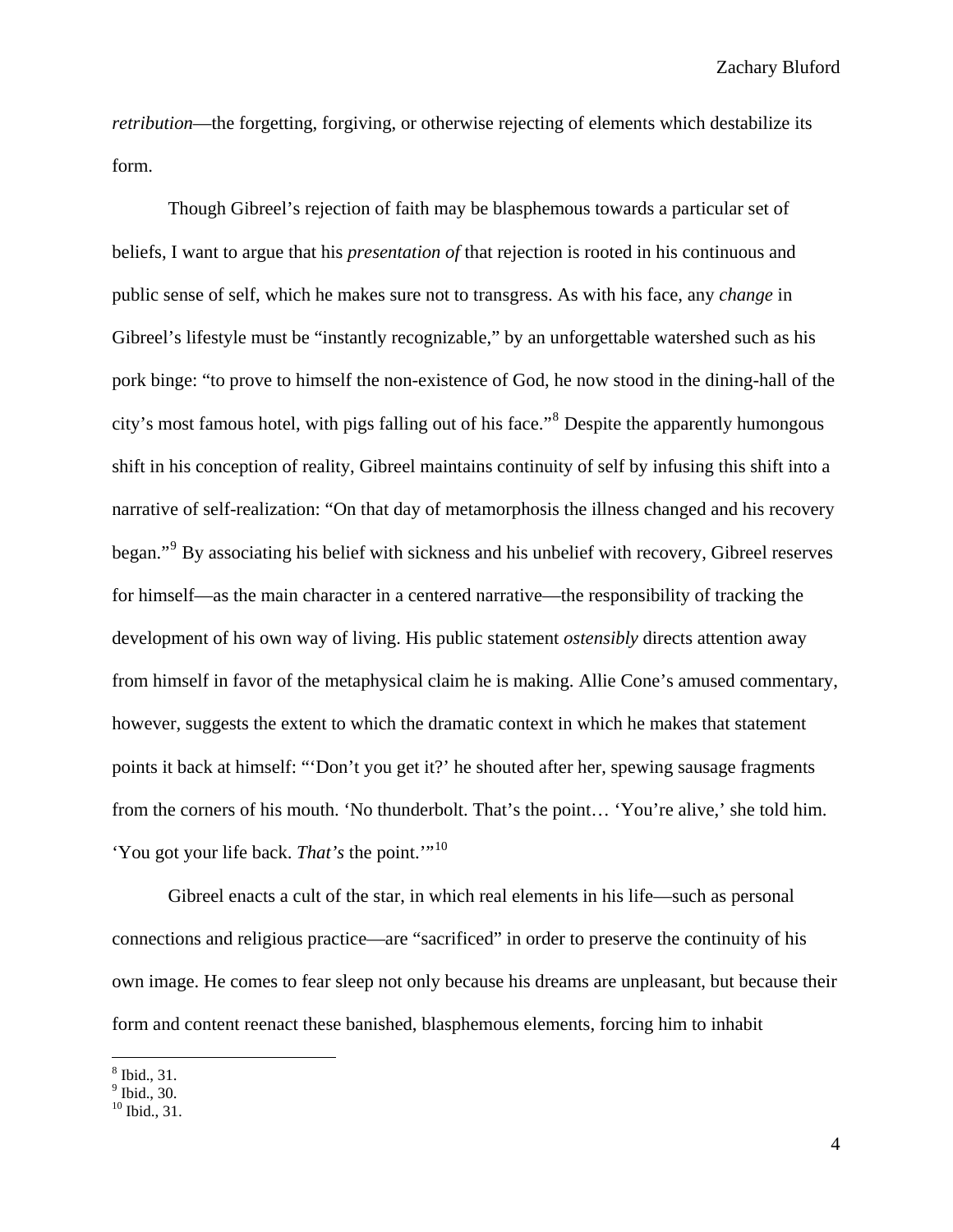*retribution*—the forgetting, forgiving, or otherwise rejecting of elements which destabilize its form.

Though Gibreel's rejection of faith may be blasphemous towards a particular set of beliefs, I want to argue that his *presentation of* that rejection is rooted in his continuous and public sense of self, which he makes sure not to transgress. As with his face, any *change* in Gibreel's lifestyle must be "instantly recognizable," by an unforgettable watershed such as his pork binge: "to prove to himself the non-existence of God, he now stood in the dining-hall of the city's most famous hotel, with pigs falling out of his face."[8] Despite the apparently humongous shift in his conception of reality, Gibreel maintains continuity of self by infusing this shift into a narrative of self-realization: "On that day of metamorphosis the illness changed and his recovery began."[9] By associating his belief with sickness and his unbelief with recovery, Gibreel reserves for himself—as the main character in a centered narrative—the responsibility of tracking the development of his own way of living. His public statement *ostensibly* directs attention away from himself in favor of the metaphysical claim he is making. Allie Cone's amused commentary, however, suggests the extent to which the dramatic context in which he makes that statement points it back at himself: "'Don't you get it?' he shouted after her, spewing sausage fragments from the corners of his mouth. 'No thunderbolt. That's the point… 'You're alive,' she told him. 'You got your life back. *That's* the point.'"[10]

Gibreel enacts a cult of the star, in which real elements in his life—such as personal connections and religious practice—are "sacrificed" in order to preserve the continuity of his own image. He comes to fear sleep not only because his dreams are unpleasant, but because their form and content reenact these banished, blasphemous elements, forcing him to inhabit

---

[8] Ibid., 31.
[9] Ibid., 30.
[10] Ibid., 31.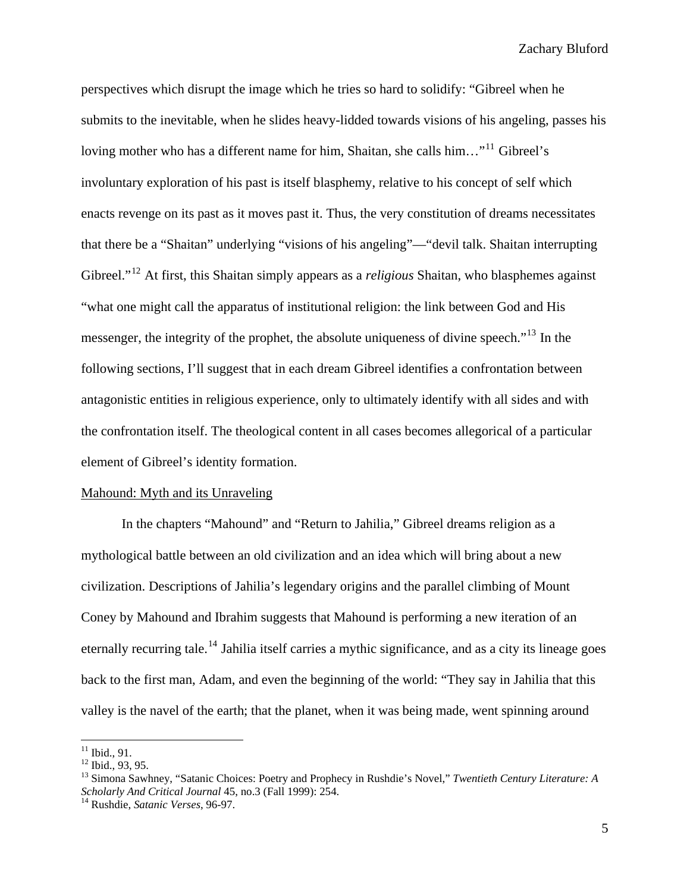perspectives which disrupt the image which he tries so hard to solidify: "Gibreel when he submits to the inevitable, when he slides heavy-lidded towards visions of his angeling, passes his loving mother who has a different name for him, Shaitan, she calls him…"[11] Gibreel's involuntary exploration of his past is itself blasphemy, relative to his concept of self which enacts revenge on its past as it moves past it. Thus, the very constitution of dreams necessitates that there be a "Shaitan" underlying "visions of his angeling"—"devil talk. Shaitan interrupting Gibreel."[12] At first, this Shaitan simply appears as a *religious* Shaitan, who blasphemes against "what one might call the apparatus of institutional religion: the link between God and His messenger, the integrity of the prophet, the absolute uniqueness of divine speech."[13] In the following sections, I'll suggest that in each dream Gibreel identifies a confrontation between antagonistic entities in religious experience, only to ultimately identify with all sides and with the confrontation itself. The theological content in all cases becomes allegorical of a particular element of Gibreel's identity formation.

<u>Mahound: Myth and its Unraveling</u>

In the chapters "Mahound" and "Return to Jahilia," Gibreel dreams religion as a mythological battle between an old civilization and an idea which will bring about a new civilization. Descriptions of Jahilia's legendary origins and the parallel climbing of Mount Coney by Mahound and Ibrahim suggests that Mahound is performing a new iteration of an eternally recurring tale.[14] Jahilia itself carries a mythic significance, and as a city its lineage goes back to the first man, Adam, and even the beginning of the world: "They say in Jahilia that this valley is the navel of the earth; that the planet, when it was being made, went spinning around

---

[11] Ibid., 91.
[12] Ibid., 93, 95.
[13] Simona Sawhney, "Satanic Choices: Poetry and Prophecy in Rushdie's Novel," *Twentieth Century Literature: A Scholarly And Critical Journal* 45, no.3 (Fall 1999): 254.
[14] Rushdie, *Satanic Verses*, 96-97.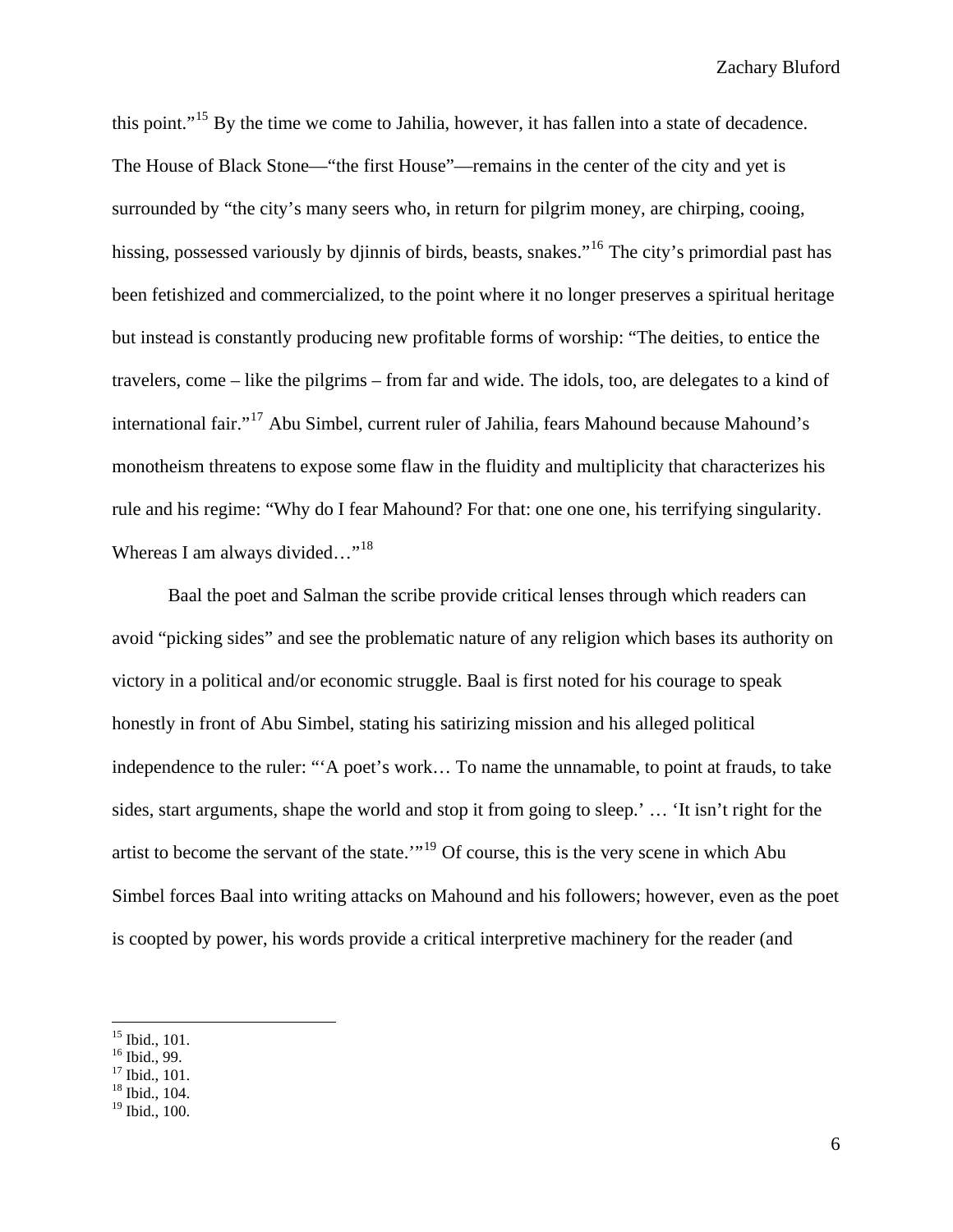this point."[15] By the time we come to Jahilia, however, it has fallen into a state of decadence. The House of Black Stone—"the first House"—remains in the center of the city and yet is surrounded by "the city's many seers who, in return for pilgrim money, are chirping, cooing, hissing, possessed variously by djinnis of birds, beasts, snakes."[16] The city's primordial past has been fetishized and commercialized, to the point where it no longer preserves a spiritual heritage but instead is constantly producing new profitable forms of worship: "The deities, to entice the travelers, come – like the pilgrims – from far and wide. The idols, too, are delegates to a kind of international fair."[17] Abu Simbel, current ruler of Jahilia, fears Mahound because Mahound's monotheism threatens to expose some flaw in the fluidity and multiplicity that characterizes his rule and his regime: "Why do I fear Mahound? For that: one one one, his terrifying singularity. Whereas I am always divided…"[18]

Baal the poet and Salman the scribe provide critical lenses through which readers can avoid "picking sides" and see the problematic nature of any religion which bases its authority on victory in a political and/or economic struggle. Baal is first noted for his courage to speak honestly in front of Abu Simbel, stating his satirizing mission and his alleged political independence to the ruler: "'A poet's work… To name the unnamable, to point at frauds, to take sides, start arguments, shape the world and stop it from going to sleep.' … 'It isn't right for the artist to become the servant of the state.'"[19] Of course, this is the very scene in which Abu Simbel forces Baal into writing attacks on Mahound and his followers; however, even as the poet is coopted by power, his words provide a critical interpretive machinery for the reader (and

---

[15] Ibid., 101.
[16] Ibid., 99.
[17] Ibid., 101.
[18] Ibid., 104.
[19] Ibid., 100.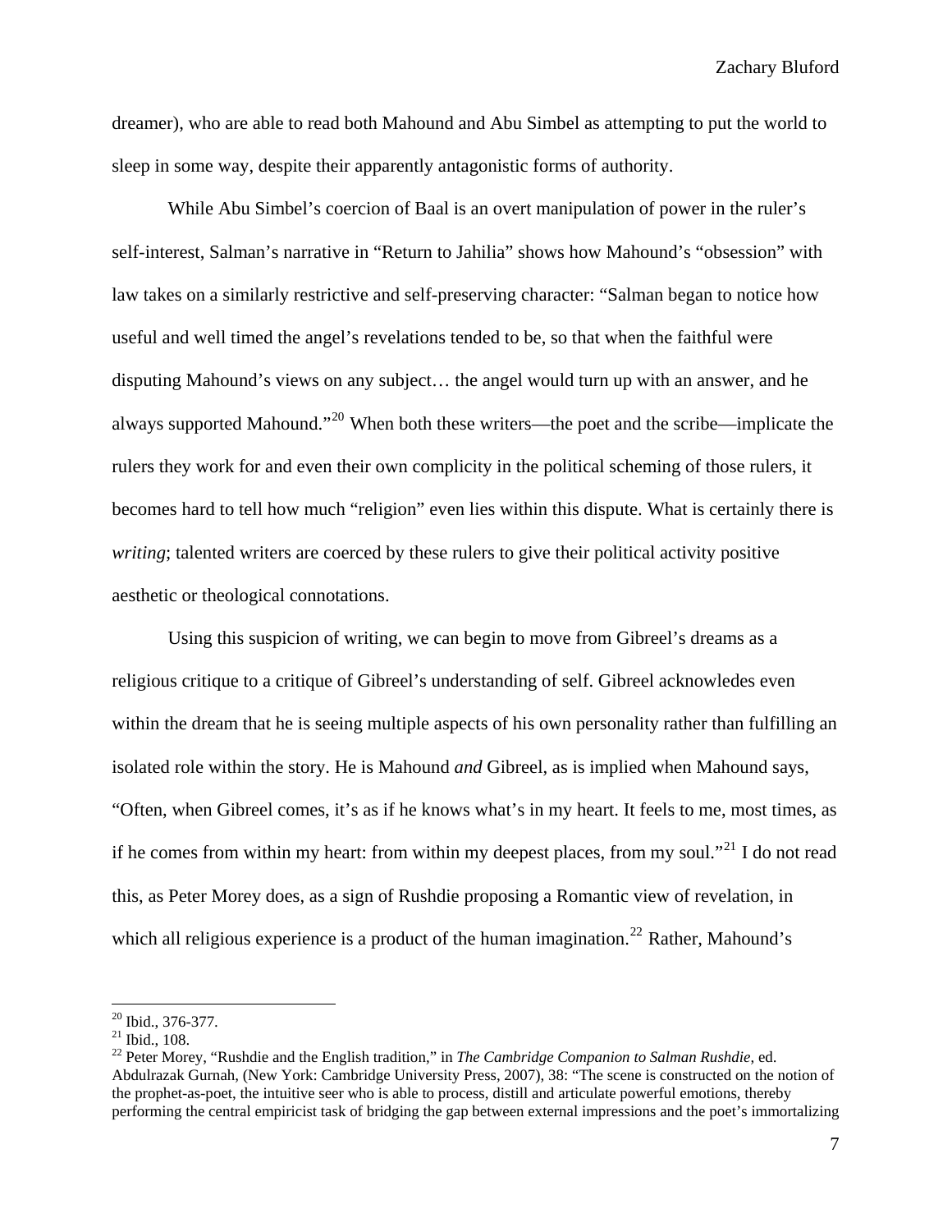dreamer), who are able to read both Mahound and Abu Simbel as attempting to put the world to sleep in some way, despite their apparently antagonistic forms of authority.

While Abu Simbel's coercion of Baal is an overt manipulation of power in the ruler's self-interest, Salman's narrative in "Return to Jahilia" shows how Mahound's "obsession" with law takes on a similarly restrictive and self-preserving character: "Salman began to notice how useful and well timed the angel's revelations tended to be, so that when the faithful were disputing Mahound's views on any subject… the angel would turn up with an answer, and he always supported Mahound."[20] When both these writers—the poet and the scribe—implicate the rulers they work for and even their own complicity in the political scheming of those rulers, it becomes hard to tell how much "religion" even lies within this dispute. What is certainly there is *writing*; talented writers are coerced by these rulers to give their political activity positive aesthetic or theological connotations.

Using this suspicion of writing, we can begin to move from Gibreel's dreams as a religious critique to a critique of Gibreel's understanding of self. Gibreel acknowledes even within the dream that he is seeing multiple aspects of his own personality rather than fulfilling an isolated role within the story. He is Mahound *and* Gibreel, as is implied when Mahound says, "Often, when Gibreel comes, it's as if he knows what's in my heart. It feels to me, most times, as if he comes from within my heart: from within my deepest places, from my soul."[21] I do not read this, as Peter Morey does, as a sign of Rushdie proposing a Romantic view of revelation, in which all religious experience is a product of the human imagination.[22] Rather, Mahound's

---

[20] Ibid., 376-377.

[21] Ibid., 108.

[22] Peter Morey, "Rushdie and the English tradition," in *The Cambridge Companion to Salman Rushdie,* ed. Abdulrazak Gurnah, (New York: Cambridge University Press, 2007), 38: "The scene is constructed on the notion of the prophet-as-poet, the intuitive seer who is able to process, distill and articulate powerful emotions, thereby performing the central empiricist task of bridging the gap between external impressions and the poet's immortalizing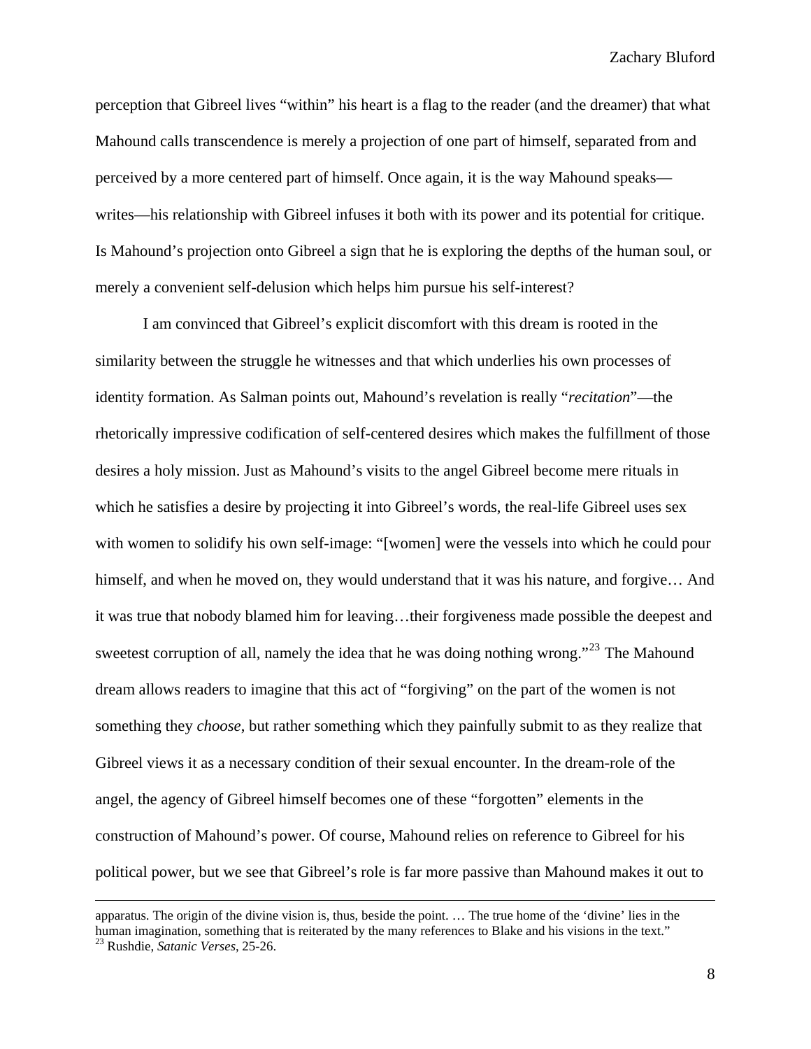perception that Gibreel lives "within" his heart is a flag to the reader (and the dreamer) that what Mahound calls transcendence is merely a projection of one part of himself, separated from and perceived by a more centered part of himself. Once again, it is the way Mahound speaks—writes—his relationship with Gibreel infuses it both with its power and its potential for critique. Is Mahound's projection onto Gibreel a sign that he is exploring the depths of the human soul, or merely a convenient self-delusion which helps him pursue his self-interest?

I am convinced that Gibreel's explicit discomfort with this dream is rooted in the similarity between the struggle he witnesses and that which underlies his own processes of identity formation. As Salman points out, Mahound's revelation is really "*recitation*"—the rhetorically impressive codification of self-centered desires which makes the fulfillment of those desires a holy mission. Just as Mahound's visits to the angel Gibreel become mere rituals in which he satisfies a desire by projecting it into Gibreel's words, the real-life Gibreel uses sex with women to solidify his own self-image: "[women] were the vessels into which he could pour himself, and when he moved on, they would understand that it was his nature, and forgive… And it was true that nobody blamed him for leaving…their forgiveness made possible the deepest and sweetest corruption of all, namely the idea that he was doing nothing wrong."[23] The Mahound dream allows readers to imagine that this act of "forgiving" on the part of the women is not something they *choose*, but rather something which they painfully submit to as they realize that Gibreel views it as a necessary condition of their sexual encounter. In the dream-role of the angel, the agency of Gibreel himself becomes one of these "forgotten" elements in the construction of Mahound's power. Of course, Mahound relies on reference to Gibreel for his political power, but we see that Gibreel's role is far more passive than Mahound makes it out to

---

apparatus. The origin of the divine vision is, thus, beside the point. … The true home of the 'divine' lies in the human imagination, something that is reiterated by the many references to Blake and his visions in the text."

[23] Rushdie, *Satanic Verses*, 25-26.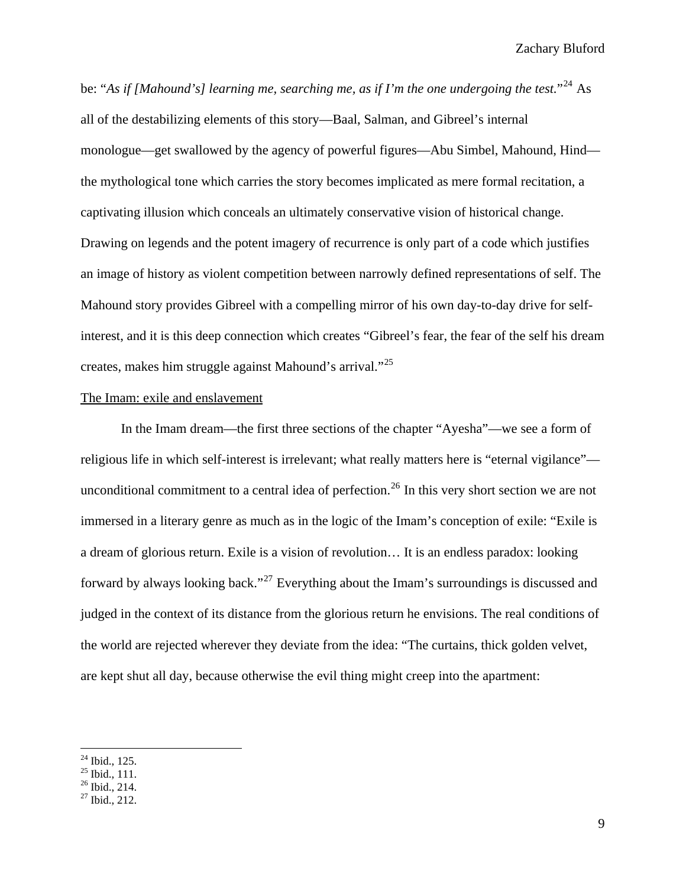be: "*As if [Mahound's] learning me, searching me, as if I'm the one undergoing the test.*"[24] As all of the destabilizing elements of this story—Baal, Salman, and Gibreel's internal monologue—get swallowed by the agency of powerful figures—Abu Simbel, Mahound, Hind—the mythological tone which carries the story becomes implicated as mere formal recitation, a captivating illusion which conceals an ultimately conservative vision of historical change. Drawing on legends and the potent imagery of recurrence is only part of a code which justifies an image of history as violent competition between narrowly defined representations of self. The Mahound story provides Gibreel with a compelling mirror of his own day-to-day drive for self-interest, and it is this deep connection which creates "Gibreel's fear, the fear of the self his dream creates, makes him struggle against Mahound's arrival."[25]

<u>The Imam: exile and enslavement</u>

In the Imam dream—the first three sections of the chapter "Ayesha"—we see a form of religious life in which self-interest is irrelevant; what really matters here is "eternal vigilance"—unconditional commitment to a central idea of perfection.[26] In this very short section we are not immersed in a literary genre as much as in the logic of the Imam's conception of exile: "Exile is a dream of glorious return. Exile is a vision of revolution… It is an endless paradox: looking forward by always looking back."[27] Everything about the Imam's surroundings is discussed and judged in the context of its distance from the glorious return he envisions. The real conditions of the world are rejected wherever they deviate from the idea: "The curtains, thick golden velvet, are kept shut all day, because otherwise the evil thing might creep into the apartment:

[24] Ibid., 125.
[25] Ibid., 111.
[26] Ibid., 214.
[27] Ibid., 212.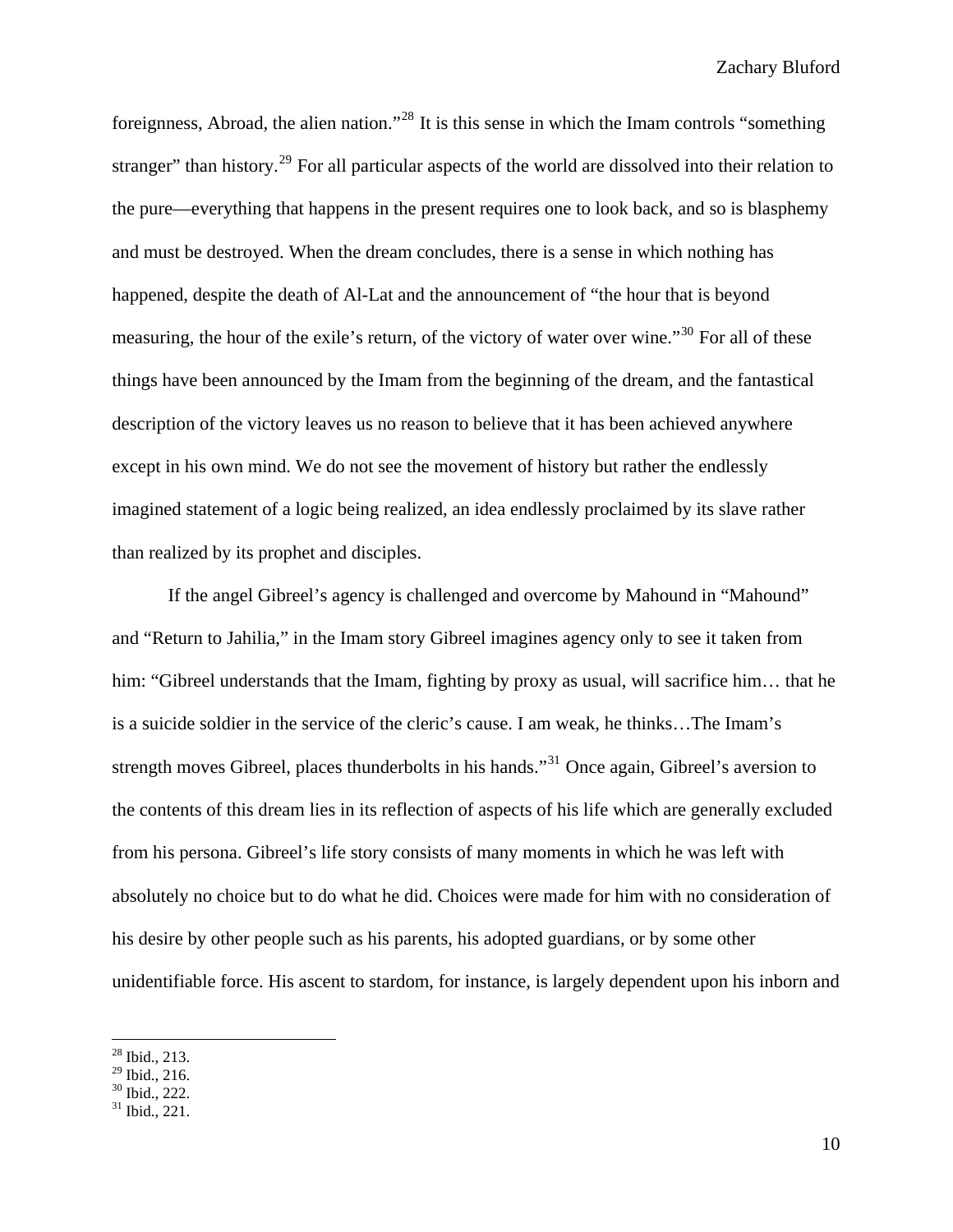foreignness, Abroad, the alien nation."[28] It is this sense in which the Imam controls "something stranger" than history.[29] For all particular aspects of the world are dissolved into their relation to the pure—everything that happens in the present requires one to look back, and so is blasphemy and must be destroyed. When the dream concludes, there is a sense in which nothing has happened, despite the death of Al-Lat and the announcement of "the hour that is beyond measuring, the hour of the exile's return, of the victory of water over wine."[30] For all of these things have been announced by the Imam from the beginning of the dream, and the fantastical description of the victory leaves us no reason to believe that it has been achieved anywhere except in his own mind. We do not see the movement of history but rather the endlessly imagined statement of a logic being realized, an idea endlessly proclaimed by its slave rather than realized by its prophet and disciples.

If the angel Gibreel's agency is challenged and overcome by Mahound in "Mahound" and "Return to Jahilia," in the Imam story Gibreel imagines agency only to see it taken from him: "Gibreel understands that the Imam, fighting by proxy as usual, will sacrifice him… that he is a suicide soldier in the service of the cleric's cause. I am weak, he thinks…The Imam's strength moves Gibreel, places thunderbolts in his hands."[31] Once again, Gibreel's aversion to the contents of this dream lies in its reflection of aspects of his life which are generally excluded from his persona. Gibreel's life story consists of many moments in which he was left with absolutely no choice but to do what he did. Choices were made for him with no consideration of his desire by other people such as his parents, his adopted guardians, or by some other unidentifiable force. His ascent to stardom, for instance, is largely dependent upon his inborn and

[28] Ibid., 213.
[29] Ibid., 216.
[30] Ibid., 222.
[31] Ibid., 221.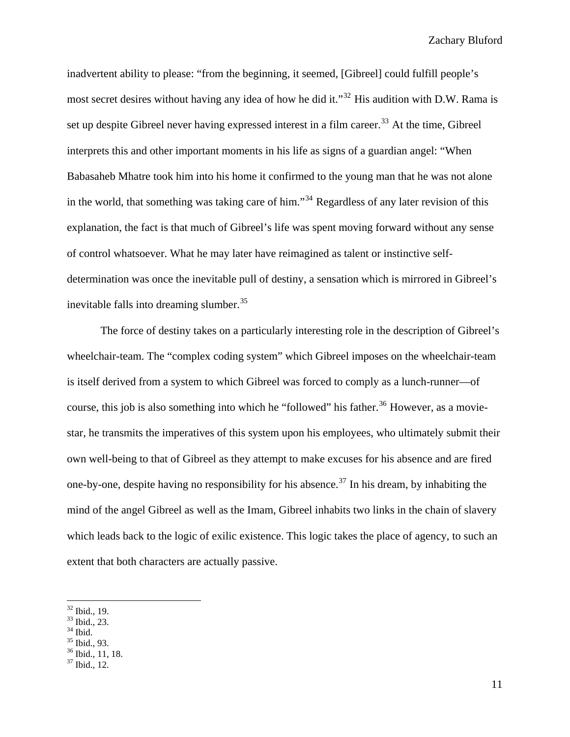inadvertent ability to please: "from the beginning, it seemed, [Gibreel] could fulfill people's most secret desires without having any idea of how he did it."[32] His audition with D.W. Rama is set up despite Gibreel never having expressed interest in a film career.[33] At the time, Gibreel interprets this and other important moments in his life as signs of a guardian angel: "When Babasaheb Mhatre took him into his home it confirmed to the young man that he was not alone in the world, that something was taking care of him."[34] Regardless of any later revision of this explanation, the fact is that much of Gibreel's life was spent moving forward without any sense of control whatsoever. What he may later have reimagined as talent or instinctive self-determination was once the inevitable pull of destiny, a sensation which is mirrored in Gibreel's inevitable falls into dreaming slumber.[35]

The force of destiny takes on a particularly interesting role in the description of Gibreel's wheelchair-team. The "complex coding system" which Gibreel imposes on the wheelchair-team is itself derived from a system to which Gibreel was forced to comply as a lunch-runner—of course, this job is also something into which he "followed" his father.[36] However, as a movie-star, he transmits the imperatives of this system upon his employees, who ultimately submit their own well-being to that of Gibreel as they attempt to make excuses for his absence and are fired one-by-one, despite having no responsibility for his absence.[37] In his dream, by inhabiting the mind of the angel Gibreel as well as the Imam, Gibreel inhabits two links in the chain of slavery which leads back to the logic of exilic existence. This logic takes the place of agency, to such an extent that both characters are actually passive.

---

[32] Ibid., 19.
[33] Ibid., 23.
[34] Ibid.
[35] Ibid., 93.
[36] Ibid., 11, 18.
[37] Ibid., 12.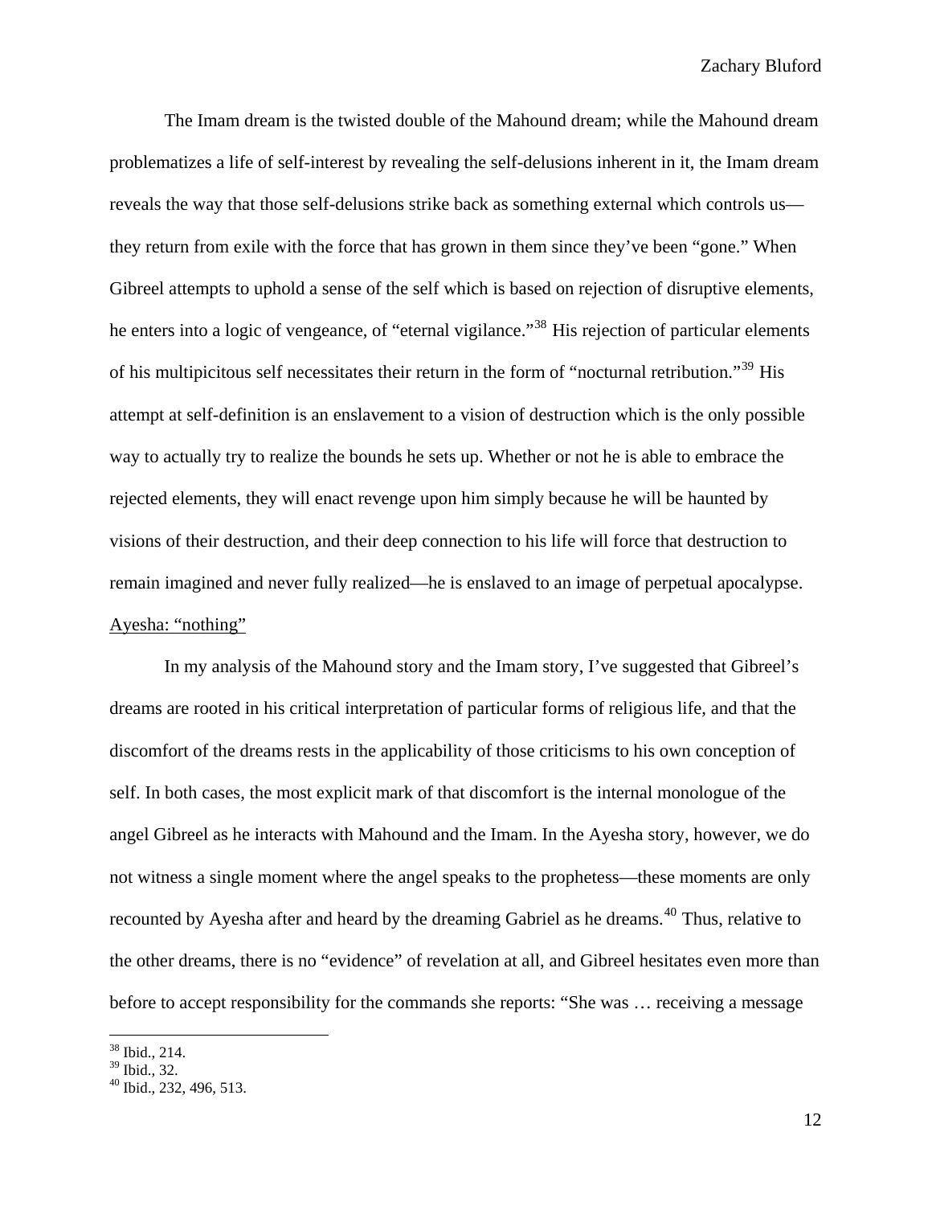The Imam dream is the twisted double of the Mahound dream; while the Mahound dream problematizes a life of self-interest by revealing the self-delusions inherent in it, the Imam dream reveals the way that those self-delusions strike back as something external which controls us—they return from exile with the force that has grown in them since they've been "gone." When Gibreel attempts to uphold a sense of the self which is based on rejection of disruptive elements, he enters into a logic of vengeance, of "eternal vigilance."[38] His rejection of particular elements of his multipicitous self necessitates their return in the form of "nocturnal retribution."[39] His attempt at self-definition is an enslavement to a vision of destruction which is the only possible way to actually try to realize the bounds he sets up. Whether or not he is able to embrace the rejected elements, they will enact revenge upon him simply because he will be haunted by visions of their destruction, and their deep connection to his life will force that destruction to remain imagined and never fully realized—he is enslaved to an image of perpetual apocalypse.

<u>Ayesha: "nothing"</u>

In my analysis of the Mahound story and the Imam story, I've suggested that Gibreel's dreams are rooted in his critical interpretation of particular forms of religious life, and that the discomfort of the dreams rests in the applicability of those criticisms to his own conception of self. In both cases, the most explicit mark of that discomfort is the internal monologue of the angel Gibreel as he interacts with Mahound and the Imam. In the Ayesha story, however, we do not witness a single moment where the angel speaks to the prophetess—these moments are only recounted by Ayesha after and heard by the dreaming Gabriel as he dreams.[40] Thus, relative to the other dreams, there is no "evidence" of revelation at all, and Gibreel hesitates even more than before to accept responsibility for the commands she reports: "She was … receiving a message

---

[38] Ibid., 214.
[39] Ibid., 32.
[40] Ibid., 232, 496, 513.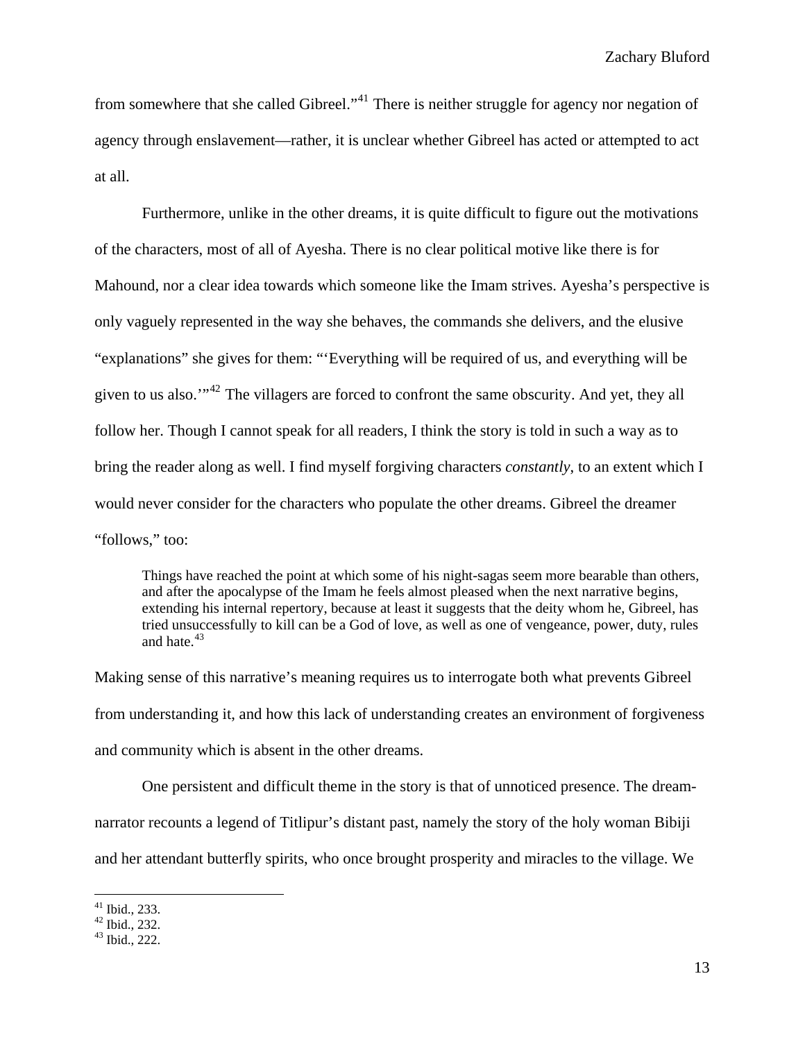from somewhere that she called Gibreel."[41] There is neither struggle for agency nor negation of agency through enslavement—rather, it is unclear whether Gibreel has acted or attempted to act at all.

Furthermore, unlike in the other dreams, it is quite difficult to figure out the motivations of the characters, most of all of Ayesha. There is no clear political motive like there is for Mahound, nor a clear idea towards which someone like the Imam strives. Ayesha's perspective is only vaguely represented in the way she behaves, the commands she delivers, and the elusive "explanations" she gives for them: "'Everything will be required of us, and everything will be given to us also.'"[42] The villagers are forced to confront the same obscurity. And yet, they all follow her. Though I cannot speak for all readers, I think the story is told in such a way as to bring the reader along as well. I find myself forgiving characters *constantly*, to an extent which I would never consider for the characters who populate the other dreams. Gibreel the dreamer "follows," too:

> Things have reached the point at which some of his night-sagas seem more bearable than others, and after the apocalypse of the Imam he feels almost pleased when the next narrative begins, extending his internal repertory, because at least it suggests that the deity whom he, Gibreel, has tried unsuccessfully to kill can be a God of love, as well as one of vengeance, power, duty, rules and hate.[43]

Making sense of this narrative's meaning requires us to interrogate both what prevents Gibreel from understanding it, and how this lack of understanding creates an environment of forgiveness and community which is absent in the other dreams.

One persistent and difficult theme in the story is that of unnoticed presence. The dream-narrator recounts a legend of Titlipur's distant past, namely the story of the holy woman Bibiji and her attendant butterfly spirits, who once brought prosperity and miracles to the village. We

---

[41] Ibid., 233.
[42] Ibid., 232.
[43] Ibid., 222.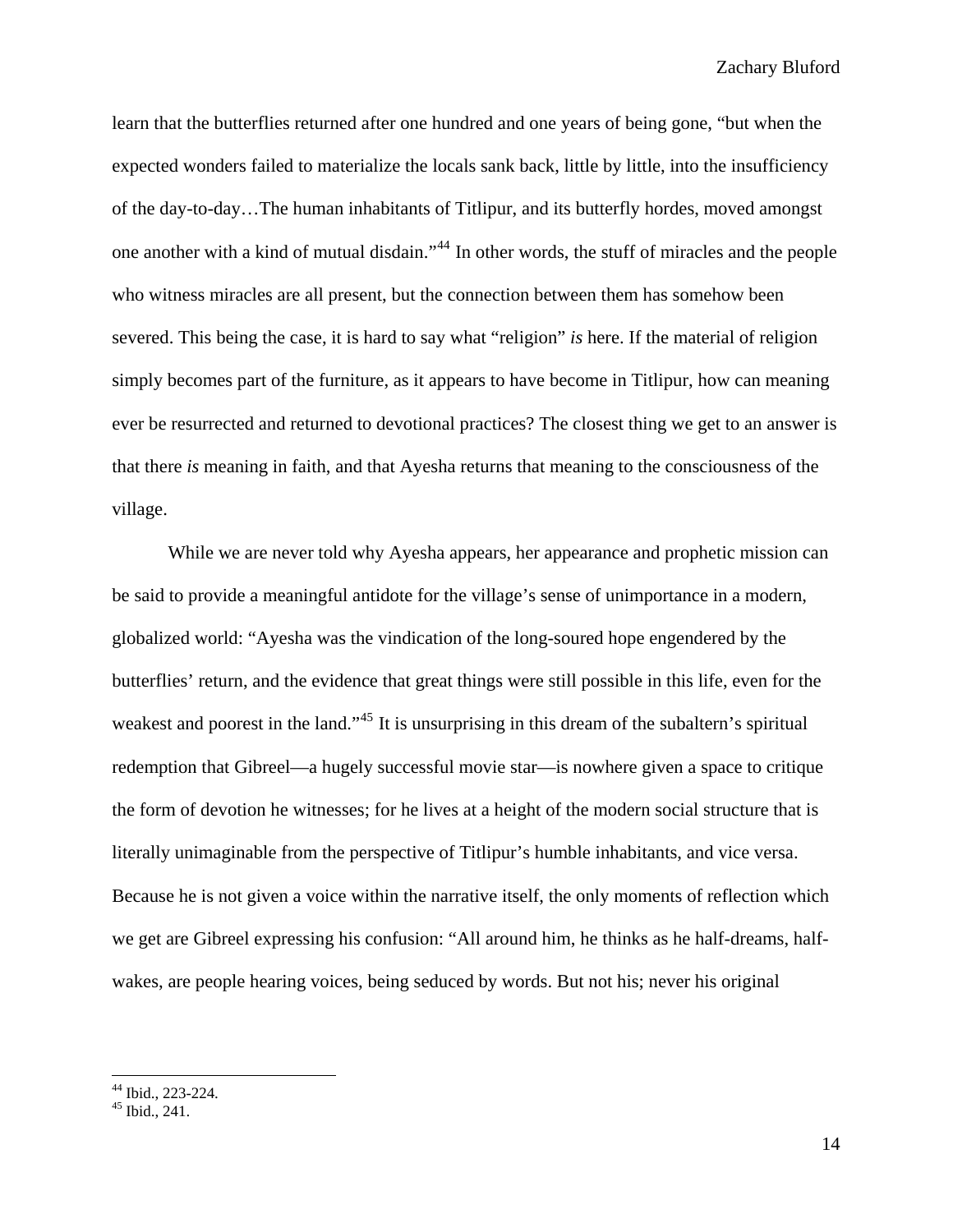learn that the butterflies returned after one hundred and one years of being gone, "but when the expected wonders failed to materialize the locals sank back, little by little, into the insufficiency of the day-to-day…The human inhabitants of Titlipur, and its butterfly hordes, moved amongst one another with a kind of mutual disdain."[44] In other words, the stuff of miracles and the people who witness miracles are all present, but the connection between them has somehow been severed. This being the case, it is hard to say what "religion" *is* here. If the material of religion simply becomes part of the furniture, as it appears to have become in Titlipur, how can meaning ever be resurrected and returned to devotional practices? The closest thing we get to an answer is that there *is* meaning in faith, and that Ayesha returns that meaning to the consciousness of the village.

While we are never told why Ayesha appears, her appearance and prophetic mission can be said to provide a meaningful antidote for the village's sense of unimportance in a modern, globalized world: "Ayesha was the vindication of the long-soured hope engendered by the butterflies' return, and the evidence that great things were still possible in this life, even for the weakest and poorest in the land."[45] It is unsurprising in this dream of the subaltern's spiritual redemption that Gibreel—a hugely successful movie star—is nowhere given a space to critique the form of devotion he witnesses; for he lives at a height of the modern social structure that is literally unimaginable from the perspective of Titlipur's humble inhabitants, and vice versa. Because he is not given a voice within the narrative itself, the only moments of reflection which we get are Gibreel expressing his confusion: "All around him, he thinks as he half-dreams, half-wakes, are people hearing voices, being seduced by words. But not his; never his original

---

[44] Ibid., 223-224.
[45] Ibid., 241.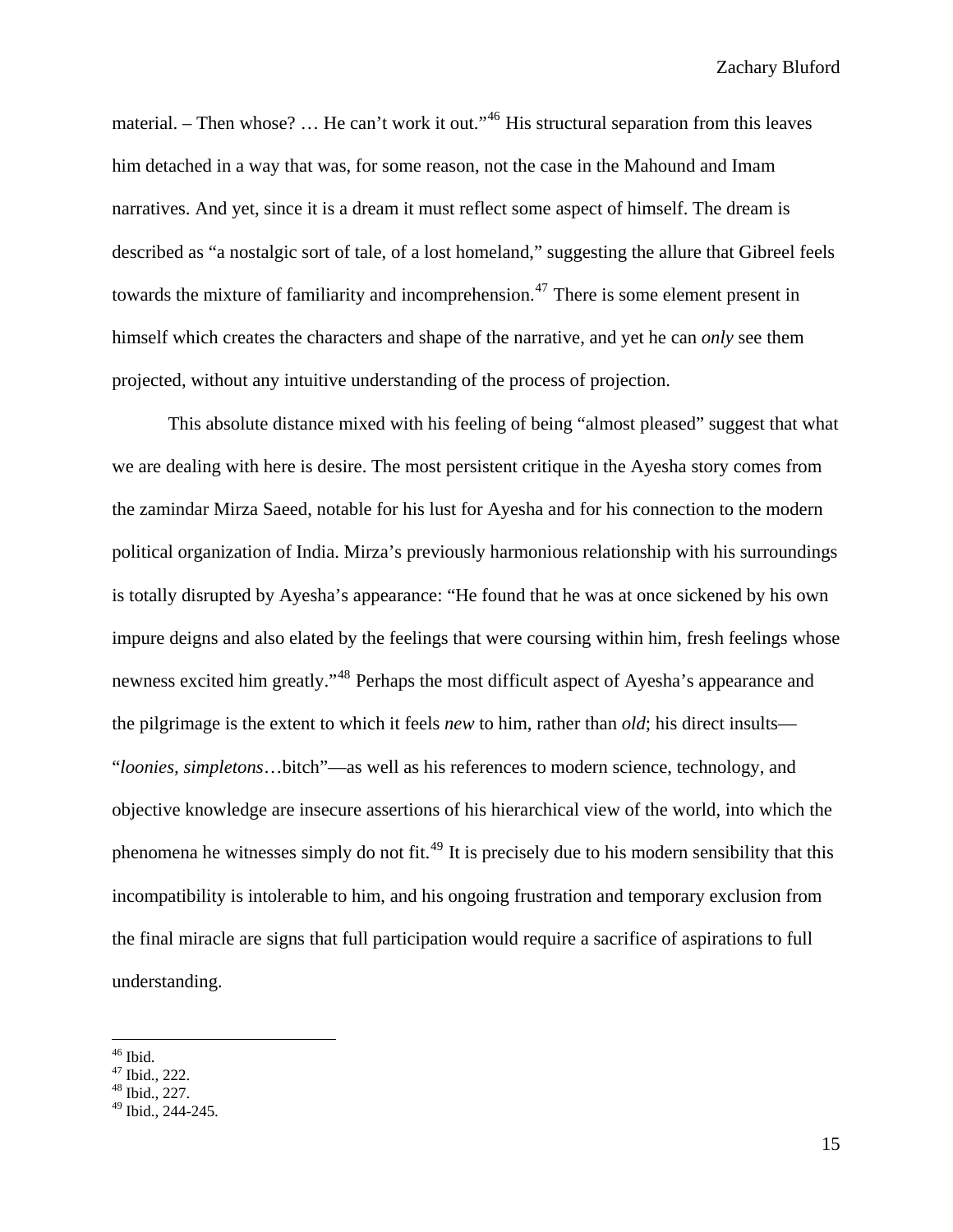material. – Then whose? … He can't work it out."[46] His structural separation from this leaves him detached in a way that was, for some reason, not the case in the Mahound and Imam narratives. And yet, since it is a dream it must reflect some aspect of himself. The dream is described as "a nostalgic sort of tale, of a lost homeland," suggesting the allure that Gibreel feels towards the mixture of familiarity and incomprehension.[47] There is some element present in himself which creates the characters and shape of the narrative, and yet he can *only* see them projected, without any intuitive understanding of the process of projection.

This absolute distance mixed with his feeling of being "almost pleased" suggest that what we are dealing with here is desire. The most persistent critique in the Ayesha story comes from the zamindar Mirza Saeed, notable for his lust for Ayesha and for his connection to the modern political organization of India. Mirza's previously harmonious relationship with his surroundings is totally disrupted by Ayesha's appearance: "He found that he was at once sickened by his own impure deigns and also elated by the feelings that were coursing within him, fresh feelings whose newness excited him greatly."[48] Perhaps the most difficult aspect of Ayesha's appearance and the pilgrimage is the extent to which it feels *new* to him, rather than *old*; his direct insults—"*loonies, simpletons*…bitch"—as well as his references to modern science, technology, and objective knowledge are insecure assertions of his hierarchical view of the world, into which the phenomena he witnesses simply do not fit.[49] It is precisely due to his modern sensibility that this incompatibility is intolerable to him, and his ongoing frustration and temporary exclusion from the final miracle are signs that full participation would require a sacrifice of aspirations to full understanding.

---

[46] Ibid.
[47] Ibid., 222.
[48] Ibid., 227.
[49] Ibid., 244-245.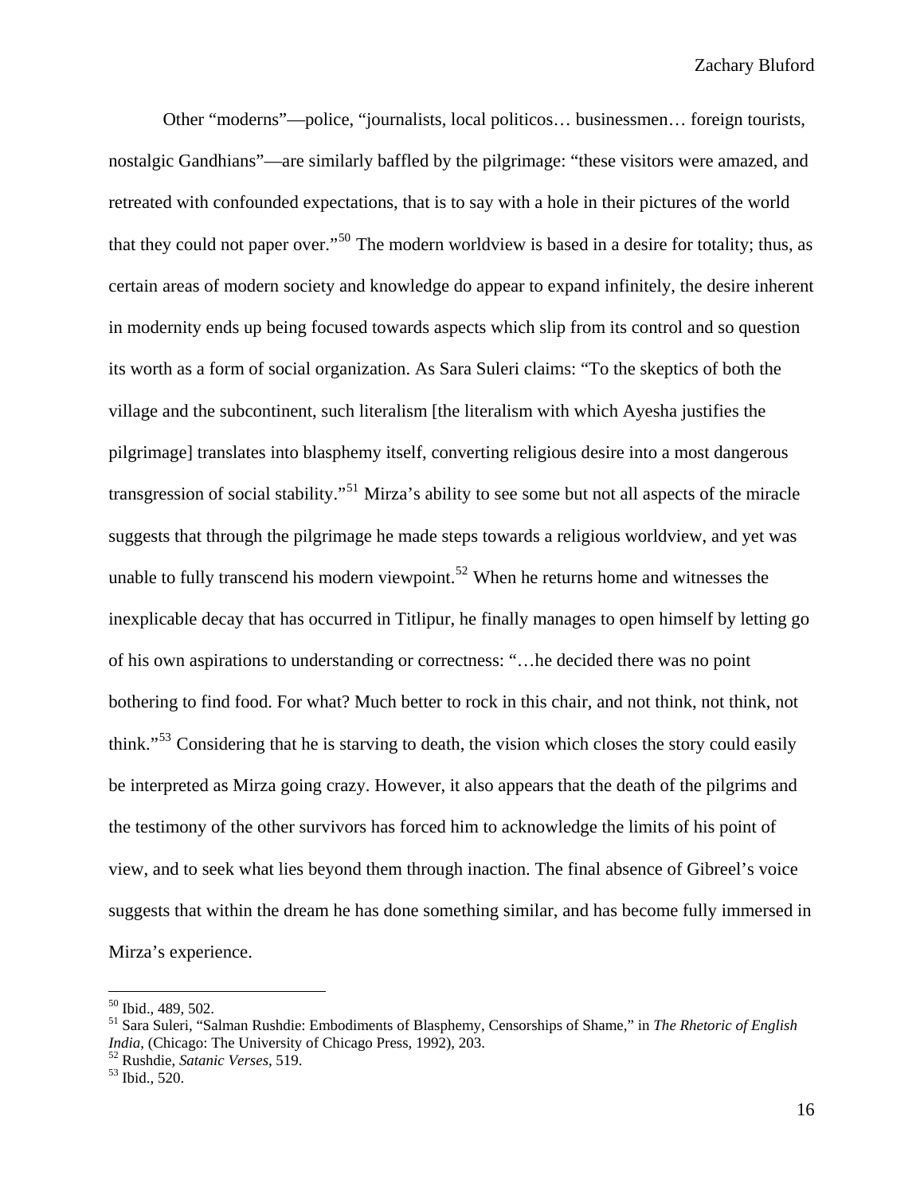Other "moderns"—police, "journalists, local politicos… businessmen… foreign tourists, nostalgic Gandhians"—are similarly baffled by the pilgrimage: "these visitors were amazed, and retreated with confounded expectations, that is to say with a hole in their pictures of the world that they could not paper over."[50] The modern worldview is based in a desire for totality; thus, as certain areas of modern society and knowledge do appear to expand infinitely, the desire inherent in modernity ends up being focused towards aspects which slip from its control and so question its worth as a form of social organization. As Sara Suleri claims: "To the skeptics of both the village and the subcontinent, such literalism [the literalism with which Ayesha justifies the pilgrimage] translates into blasphemy itself, converting religious desire into a most dangerous transgression of social stability."[51] Mirza's ability to see some but not all aspects of the miracle suggests that through the pilgrimage he made steps towards a religious worldview, and yet was unable to fully transcend his modern viewpoint.[52] When he returns home and witnesses the inexplicable decay that has occurred in Titlipur, he finally manages to open himself by letting go of his own aspirations to understanding or correctness: "…he decided there was no point bothering to find food. For what? Much better to rock in this chair, and not think, not think, not think."[53] Considering that he is starving to death, the vision which closes the story could easily be interpreted as Mirza going crazy. However, it also appears that the death of the pilgrims and the testimony of the other survivors has forced him to acknowledge the limits of his point of view, and to seek what lies beyond them through inaction. The final absence of Gibreel's voice suggests that within the dream he has done something similar, and has become fully immersed in Mirza's experience.

---

[50] Ibid., 489, 502.

[51] Sara Suleri, "Salman Rushdie: Embodiments of Blasphemy, Censorships of Shame," in *The Rhetoric of English India*, (Chicago: The University of Chicago Press, 1992), 203.

[52] Rushdie, *Satanic Verses*, 519.

[53] Ibid., 520.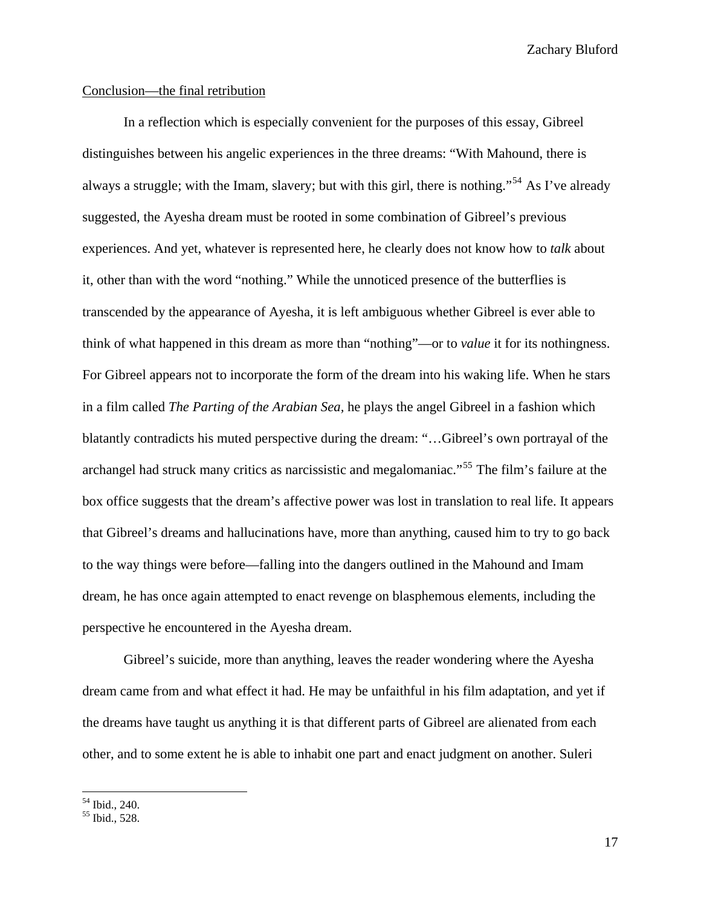<u>Conclusion—the final retribution</u>

In a reflection which is especially convenient for the purposes of this essay, Gibreel distinguishes between his angelic experiences in the three dreams: "With Mahound, there is always a struggle; with the Imam, slavery; but with this girl, there is nothing."[54] As I've already suggested, the Ayesha dream must be rooted in some combination of Gibreel's previous experiences. And yet, whatever is represented here, he clearly does not know how to *talk* about it, other than with the word "nothing." While the unnoticed presence of the butterflies is transcended by the appearance of Ayesha, it is left ambiguous whether Gibreel is ever able to think of what happened in this dream as more than "nothing"—or to *value* it for its nothingness. For Gibreel appears not to incorporate the form of the dream into his waking life. When he stars in a film called *The Parting of the Arabian Sea*, he plays the angel Gibreel in a fashion which blatantly contradicts his muted perspective during the dream: "…Gibreel's own portrayal of the archangel had struck many critics as narcissistic and megalomaniac."[55] The film's failure at the box office suggests that the dream's affective power was lost in translation to real life. It appears that Gibreel's dreams and hallucinations have, more than anything, caused him to try to go back to the way things were before—falling into the dangers outlined in the Mahound and Imam dream, he has once again attempted to enact revenge on blasphemous elements, including the perspective he encountered in the Ayesha dream.

Gibreel's suicide, more than anything, leaves the reader wondering where the Ayesha dream came from and what effect it had. He may be unfaithful in his film adaptation, and yet if the dreams have taught us anything it is that different parts of Gibreel are alienated from each other, and to some extent he is able to inhabit one part and enact judgment on another. Suleri

---

[54] Ibid., 240.

[55] Ibid., 528.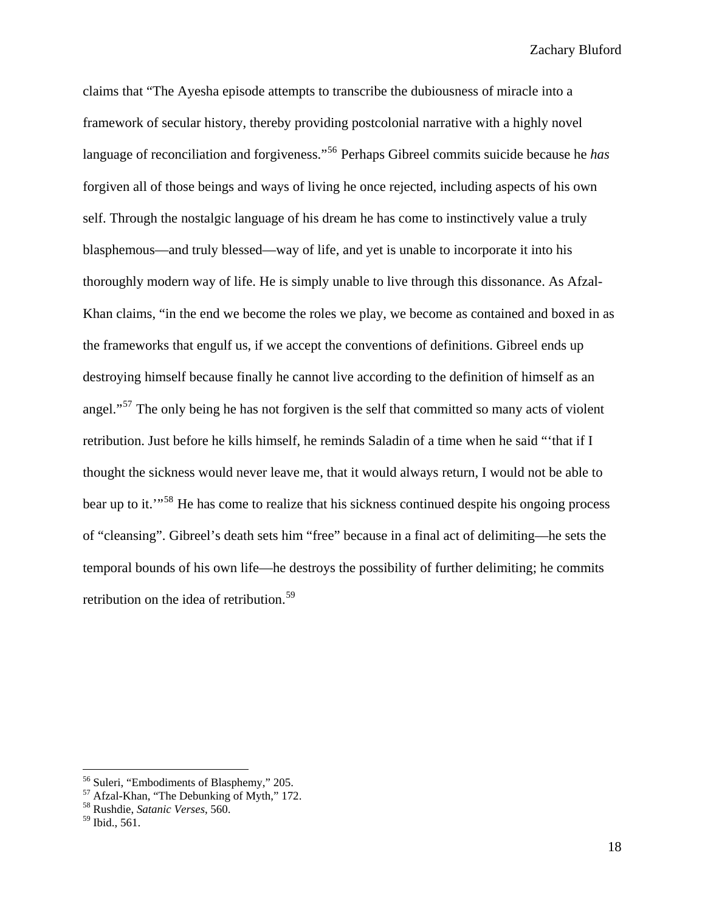claims that "The Ayesha episode attempts to transcribe the dubiousness of miracle into a framework of secular history, thereby providing postcolonial narrative with a highly novel language of reconciliation and forgiveness."[56] Perhaps Gibreel commits suicide because he *has* forgiven all of those beings and ways of living he once rejected, including aspects of his own self. Through the nostalgic language of his dream he has come to instinctively value a truly blasphemous—and truly blessed—way of life, and yet is unable to incorporate it into his thoroughly modern way of life. He is simply unable to live through this dissonance. As Afzal-Khan claims, "in the end we become the roles we play, we become as contained and boxed in as the frameworks that engulf us, if we accept the conventions of definitions. Gibreel ends up destroying himself because finally he cannot live according to the definition of himself as an angel."[57] The only being he has not forgiven is the self that committed so many acts of violent retribution. Just before he kills himself, he reminds Saladin of a time when he said "'that if I thought the sickness would never leave me, that it would always return, I would not be able to bear up to it.'"[58] He has come to realize that his sickness continued despite his ongoing process of "cleansing". Gibreel's death sets him "free" because in a final act of delimiting—he sets the temporal bounds of his own life—he destroys the possibility of further delimiting; he commits retribution on the idea of retribution.[59]

---

[56] Suleri, "Embodiments of Blasphemy," 205.
[57] Afzal-Khan, "The Debunking of Myth," 172.
[58] Rushdie, *Satanic Verses*, 560.
[59] Ibid., 561.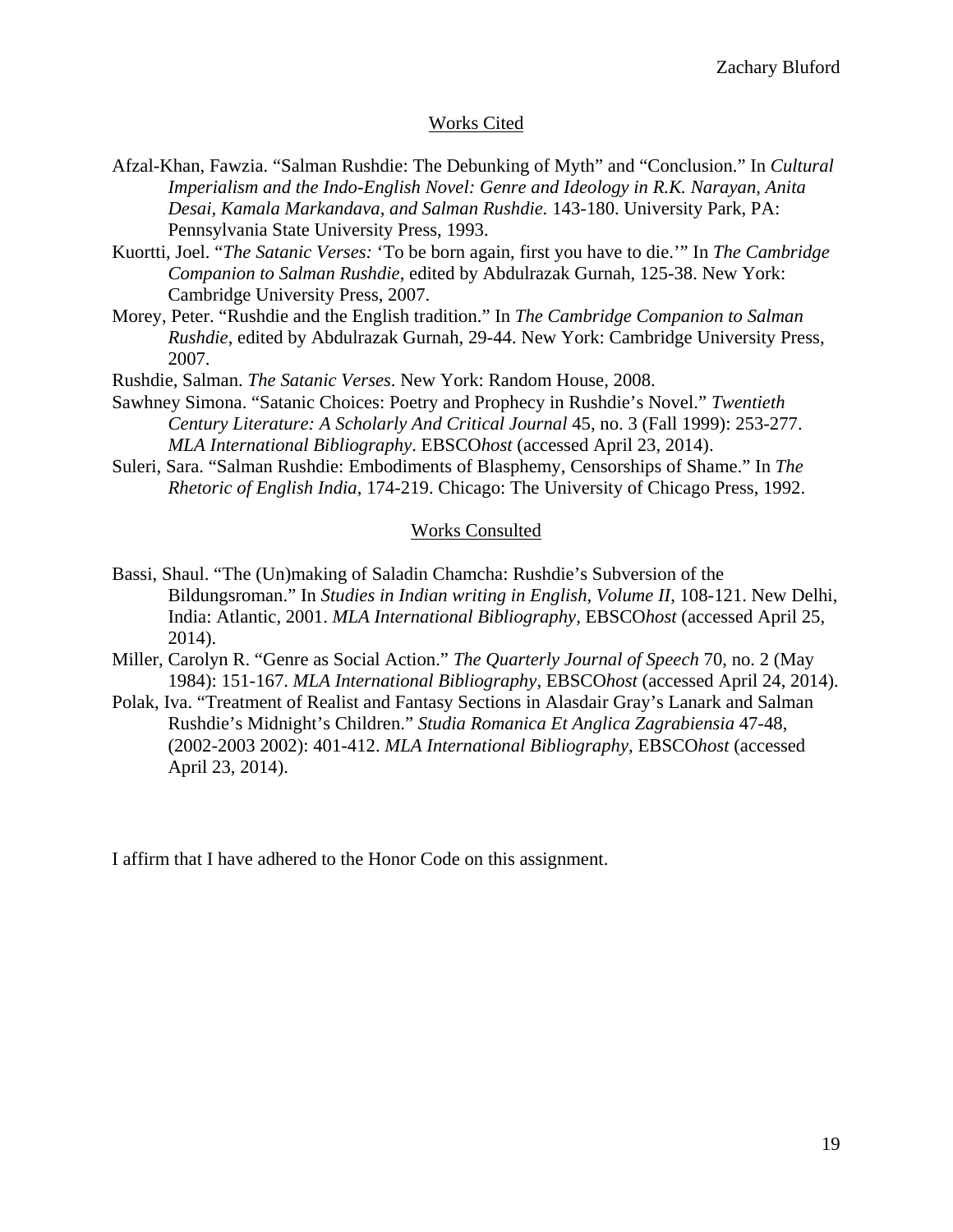## Works Cited

Afzal-Khan, Fawzia. "Salman Rushdie: The Debunking of Myth" and "Conclusion." In *Cultural Imperialism and the Indo-English Novel: Genre and Ideology in R.K. Narayan, Anita Desai, Kamala Markandava, and Salman Rushdie.* 143-180. University Park, PA: Pennsylvania State University Press, 1993.

Kuortti, Joel. "*The Satanic Verses:* 'To be born again, first you have to die.'" In *The Cambridge Companion to Salman Rushdie*, edited by Abdulrazak Gurnah, 125-38. New York: Cambridge University Press, 2007.

Morey, Peter. "Rushdie and the English tradition." In *The Cambridge Companion to Salman Rushdie*, edited by Abdulrazak Gurnah, 29-44. New York: Cambridge University Press, 2007.

Rushdie, Salman. *The Satanic Verses*. New York: Random House, 2008.

Sawhney Simona. "Satanic Choices: Poetry and Prophecy in Rushdie's Novel." *Twentieth Century Literature: A Scholarly And Critical Journal* 45, no. 3 (Fall 1999): 253-277. *MLA International Bibliography*. EBSCO*host* (accessed April 23, 2014).

Suleri, Sara. "Salman Rushdie: Embodiments of Blasphemy, Censorships of Shame." In *The Rhetoric of English India*, 174-219. Chicago: The University of Chicago Press, 1992.

## Works Consulted

Bassi, Shaul. "The (Un)making of Saladin Chamcha: Rushdie's Subversion of the Bildungsroman." In *Studies in Indian writing in English, Volume II*, 108-121. New Delhi, India: Atlantic, 2001. *MLA International Bibliography,* EBSCO*host* (accessed April 25, 2014).

Miller, Carolyn R. "Genre as Social Action." *The Quarterly Journal of Speech* 70, no. 2 (May 1984): 151-167. *MLA International Bibliography*, EBSCO*host* (accessed April 24, 2014).

Polak, Iva. "Treatment of Realist and Fantasy Sections in Alasdair Gray's Lanark and Salman Rushdie's Midnight's Children." *Studia Romanica Et Anglica Zagrabiensia* 47-48, (2002-2003 2002): 401-412. *MLA International Bibliography,* EBSCO*host* (accessed April 23, 2014).

I affirm that I have adhered to the Honor Code on this assignment.